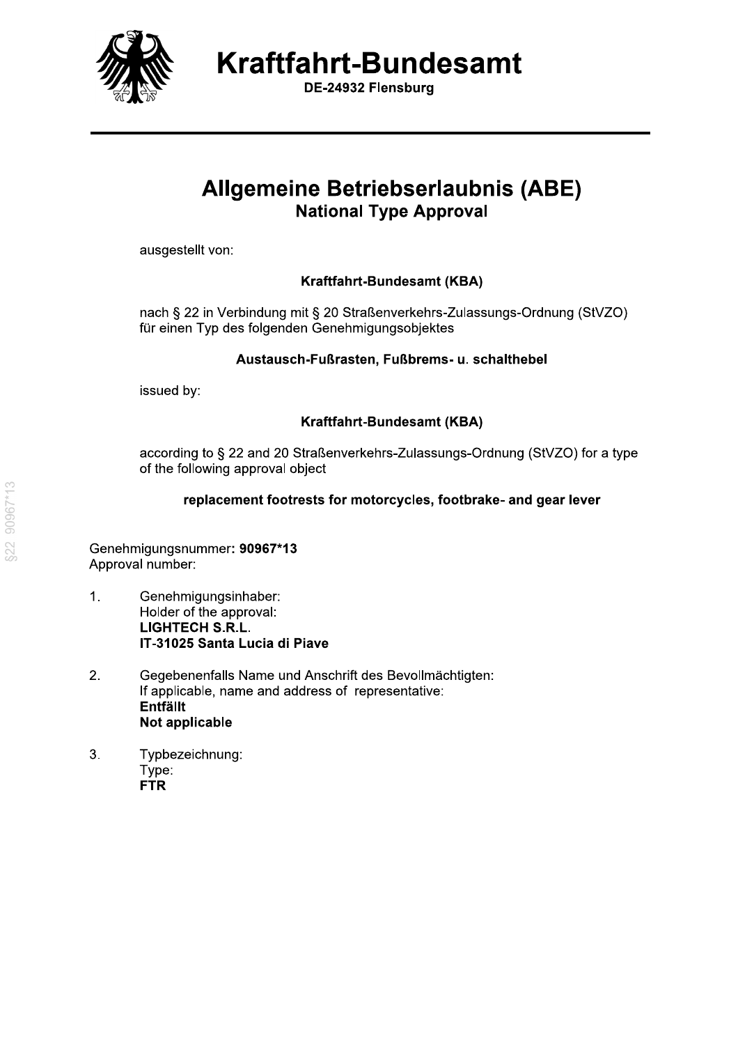# Kraftfahrt-Bundesamt

**DE-24932 Flensburg**

## Allgemeine Betriebserlaubnis (ABE)

### National Type Approval

ausgestellt von:

**Kraftfahrt-Bundesamt (KBA)**

nach § 22 in Verbindung mit § 20 Straßenverkehrs-Zulassungs-Ordnung (StVZO) für einen Typ des folgenden Genehmigungsobjektes

**Austausch-Fußrasten, Fußbrems- u. schalthebel**

issued by:

**Kraftfahrt-Bundesamt (KBA)**

according to § 22 and 20 Straßenverkehrs-Zulassungs-Ordnung (StVZO) for a type of the following approval object

**replacement footrests for motorcycles, footbrake- and gear lever**

Genehmigungsnummer: **90967*13**
Approval number:

1. Genehmigungsinhaber:
   Holder of the approval:
   **LIGHTECH S.R.L.**
   **IT-31025 Santa Lucia di Piave**

2. Gegebenenfalls Name und Anschrift des Bevollmächtigten:
   If applicable, name and address of representative:
   **Entfällt**
   **Not applicable**

3. Typbezeichnung:
   Type:
   **FTR**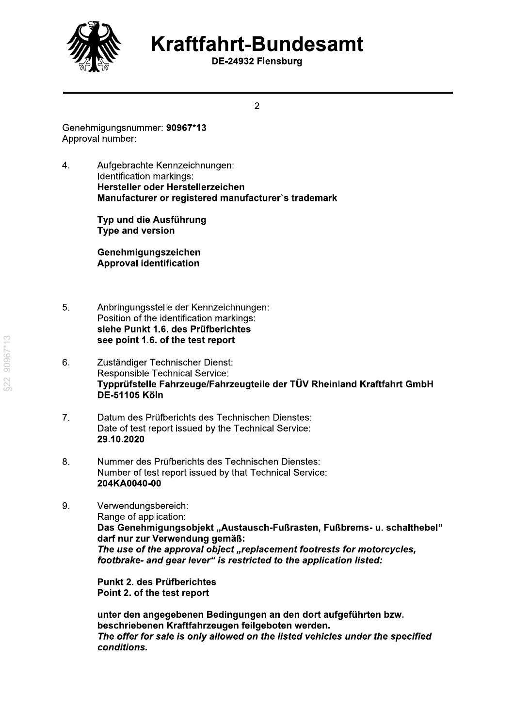Genehmigungsnummer: **90967*13**
Approval number:

4. Aufgebrachte Kennzeichnungen:
   Identification markings:
   **Hersteller oder Herstellerzeichen**
   **Manufacturer or registered manufacturer`s trademark**

   **Typ und die Ausführung**
   **Type and version**

   **Genehmigungszeichen**
   **Approval identification**

5. Anbringungsstelle der Kennzeichnungen:
   Position of the identification markings:
   **siehe Punkt 1.6. des Prüfberichtes**
   **see point 1.6. of the test report**

6. Zuständiger Technischer Dienst:
   Responsible Technical Service:
   **Typprüfstelle Fahrzeuge/Fahrzeugteile der TÜV Rheinland Kraftfahrt GmbH**
   **DE-51105 Köln**

7. Datum des Prüfberichts des Technischen Dienstes:
   Date of test report issued by the Technical Service:
   **29.10.2020**

8. Nummer des Prüfberichts des Technischen Dienstes:
   Number of test report issued by that Technical Service:
   **204KA0040-00**

9. Verwendungsbereich:
   Range of application:
   **Das Genehmigungsobjekt „Austausch-Fußrasten, Fußbrems- u. schalthebel" darf nur zur Verwendung gemäß:**
   ***The use of the approval object „replacement footrests for motorcycles, footbrake- and gear lever" is restricted to the application listed:***

   **Punkt 2. des Prüfberichtes**
   **Point 2. of the test report**

   **unter den angegebenen Bedingungen an den dort aufgeführten bzw. beschriebenen Kraftfahrzeugen feilgeboten werden.**
   ***The offer for sale is only allowed on the listed vehicles under the specified conditions.***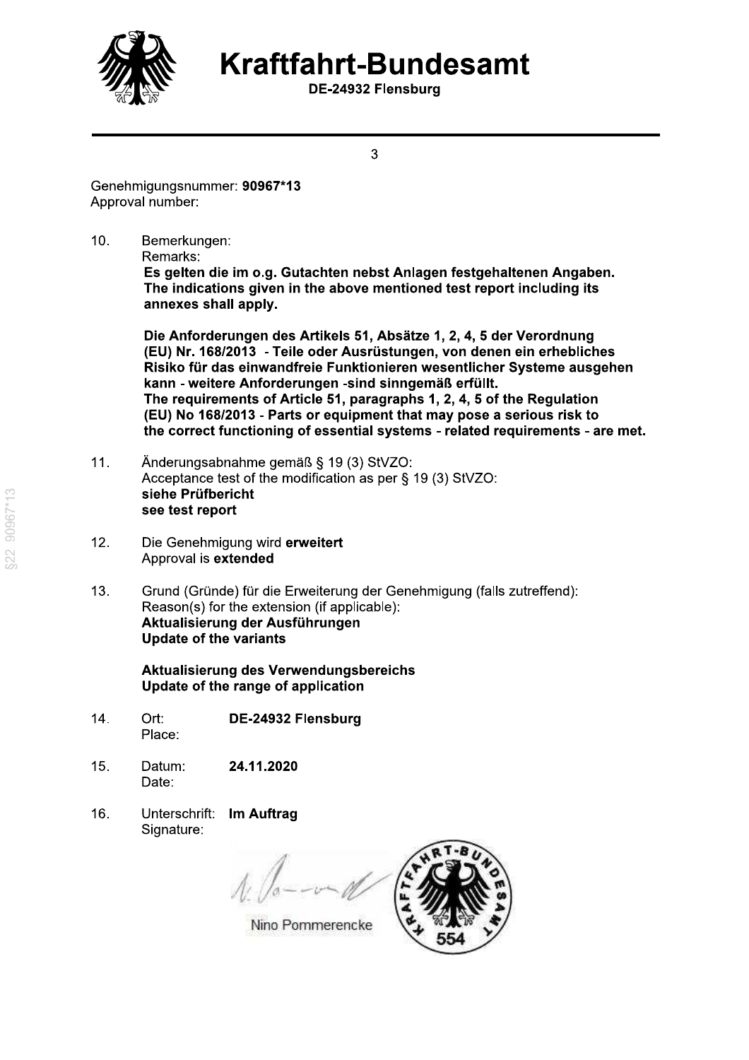# Kraftfahrt-Bundesamt

**DE-24932 Flensburg**

Genehmigungsnummer: **90967*13**
Approval number:

10. Bemerkungen:
    Remarks:
    **Es gelten die im o.g. Gutachten nebst Anlagen festgehaltenen Angaben.**
    **The indications given in the above mentioned test report including its annexes shall apply.**

    **Die Anforderungen des Artikels 51, Absätze 1, 2, 4, 5 der Verordnung (EU) Nr. 168/2013 - Teile oder Ausrüstungen, von denen ein erhebliches Risiko für das einwandfreie Funktionieren wesentlicher Systeme ausgehen kann - weitere Anforderungen -sind sinngemäß erfüllt.**
    **The requirements of Article 51, paragraphs 1, 2, 4, 5 of the Regulation (EU) No 168/2013 - Parts or equipment that may pose a serious risk to the correct functioning of essential systems - related requirements - are met.**

11. Änderungsabnahme gemäß § 19 (3) StVZO:
    Acceptance test of the modification as per § 19 (3) StVZO:
    **siehe Prüfbericht**
    **see test report**

12. Die Genehmigung wird **erweitert**
    Approval is **extended**

13. Grund (Gründe) für die Erweiterung der Genehmigung (falls zutreffend):
    Reason(s) for the extension (if applicable):
    **Aktualisierung der Ausführungen**
    **Update of the variants**

    **Aktualisierung des Verwendungsbereichs**
    **Update of the range of application**

14. Ort: **DE-24932 Flensburg**
    Place:

15. Datum: **24.11.2020**
    Date:

16. Unterschrift: **Im Auftrag**
    Signature:

    Nino Pommerencke

    KRAFTFAHRT-BUNDESAMT 554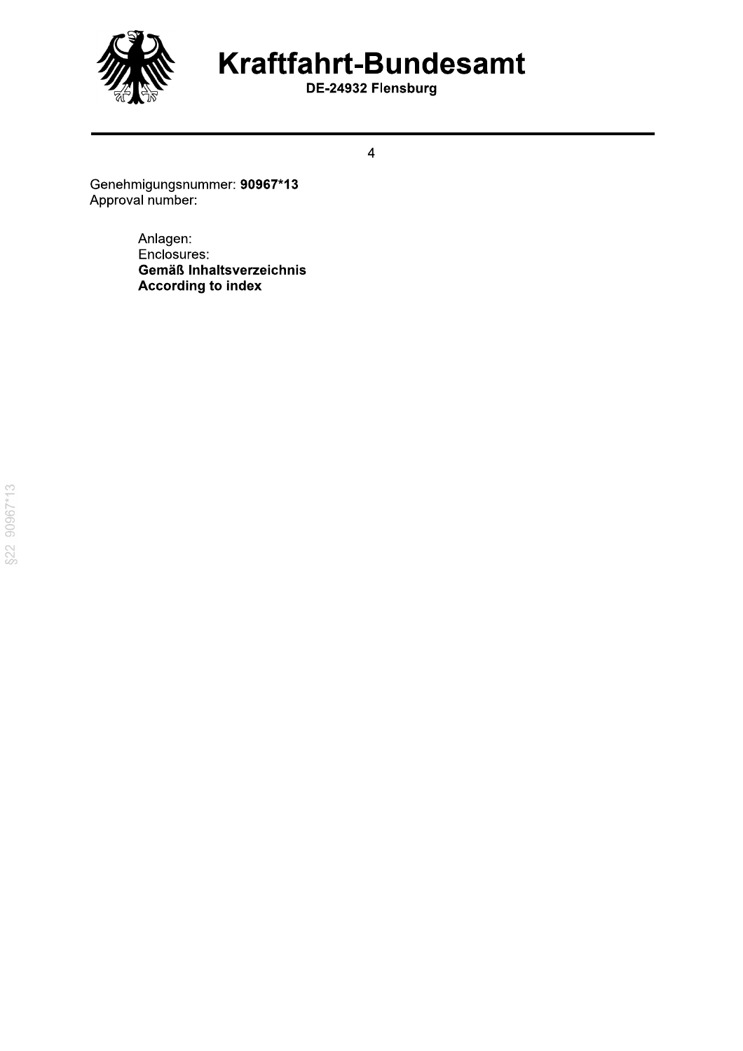Genehmigungsnummer: **90967*13**
Approval number:

Anlagen:
Enclosures:
**Gemäß Inhaltsverzeichnis**
**According to index**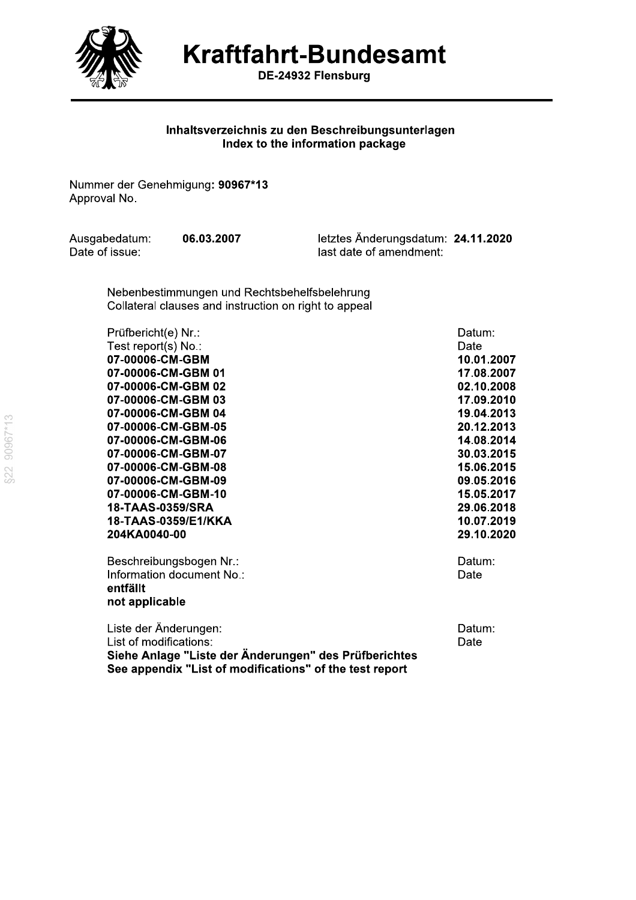# Kraftfahrt-Bundesamt

**DE-24932 Flensburg**

---

**Inhaltsverzeichnis zu den Beschreibungsunterlagen**
**Index to the information package**

Nummer der Genehmigung: **90967*13**
Approval No.

| | | | |
|---|---|---|---|
| Ausgabedatum:<br>Date of issue: | **06.03.2007** | letztes Änderungsdatum:<br>last date of amendment: | **24.11.2020** |

Nebenbestimmungen und Rechtsbehelfsbelehrung
Collateral clauses and instruction on right to appeal

| Prüfbericht(e) Nr.:<br>Test report(s) No.: | Datum:<br>Date |
|---|---|
| **07-00006-CM-GBM** | **10.01.2007** |
| **07-00006-CM-GBM 01** | **17.08.2007** |
| **07-00006-CM-GBM 02** | **02.10.2008** |
| **07-00006-CM-GBM 03** | **17.09.2010** |
| **07-00006-CM-GBM 04** | **19.04.2013** |
| **07-00006-CM-GBM-05** | **20.12.2013** |
| **07-00006-CM-GBM-06** | **14.08.2014** |
| **07-00006-CM-GBM-07** | **30.03.2015** |
| **07-00006-CM-GBM-08** | **15.06.2015** |
| **07-00006-CM-GBM-09** | **09.05.2016** |
| **07-00006-CM-GBM-10** | **15.05.2017** |
| **18-TAAS-0359/SRA** | **29.06.2018** |
| **18-TAAS-0359/E1/KKA** | **10.07.2019** |
| **204KA0040-00** | **29.10.2020** |

| Beschreibungsbogen Nr.:<br>Information document No.: | Datum:<br>Date |
|---|---|
| **entfällt**<br>**not applicable** | |

| Liste der Änderungen:<br>List of modifications: | Datum:<br>Date |
|---|---|
| **Siehe Anlage "Liste der Änderungen" des Prüfberichtes**<br>**See appendix "List of modifications" of the test report** | |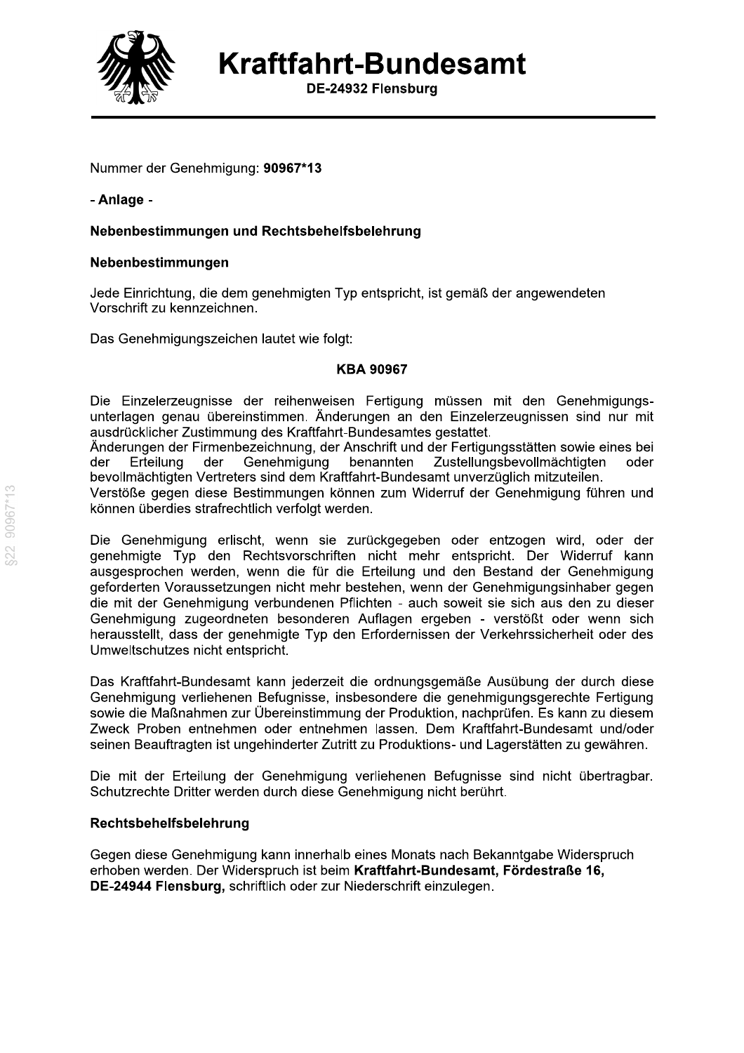# Kraftfahrt-Bundesamt

**DE-24932 Flensburg**

Nummer der Genehmigung: **90967*13**

**- Anlage -**

**Nebenbestimmungen und Rechtsbehelfsbelehrung**

**Nebenbestimmungen**

Jede Einrichtung, die dem genehmigten Typ entspricht, ist gemäß der angewendeten Vorschrift zu kennzeichnen.

Das Genehmigungszeichen lautet wie folgt:

**KBA 90967**

Die Einzelerzeugnisse der reihenweisen Fertigung müssen mit den Genehmigungsunterlagen genau übereinstimmen. Änderungen an den Einzelerzeugnissen sind nur mit ausdrücklicher Zustimmung des Kraftfahrt-Bundesamtes gestattet.
Änderungen der Firmenbezeichnung, der Anschrift und der Fertigungsstätten sowie eines bei der Erteilung der Genehmigung benannten Zustellungsbevollmächtigten oder bevollmächtigten Vertreters sind dem Kraftfahrt-Bundesamt unverzüglich mitzuteilen.
Verstöße gegen diese Bestimmungen können zum Widerruf der Genehmigung führen und können überdies strafrechtlich verfolgt werden.

Die Genehmigung erlischt, wenn sie zurückgegeben oder entzogen wird, oder der genehmigte Typ den Rechtsvorschriften nicht mehr entspricht. Der Widerruf kann ausgesprochen werden, wenn die für die Erteilung und den Bestand der Genehmigung geforderten Voraussetzungen nicht mehr bestehen, wenn der Genehmigungsinhaber gegen die mit der Genehmigung verbundenen Pflichten - auch soweit sie sich aus den zu dieser Genehmigung zugeordneten besonderen Auflagen ergeben - verstößt oder wenn sich herausstellt, dass der genehmigte Typ den Erfordernissen der Verkehrssicherheit oder des Umweltschutzes nicht entspricht.

Das Kraftfahrt-Bundesamt kann jederzeit die ordnungsgemäße Ausübung der durch diese Genehmigung verliehenen Befugnisse, insbesondere die genehmigungsgerechte Fertigung sowie die Maßnahmen zur Übereinstimmung der Produktion, nachprüfen. Es kann zu diesem Zweck Proben entnehmen oder entnehmen lassen. Dem Kraftfahrt-Bundesamt und/oder seinen Beauftragten ist ungehinderter Zutritt zu Produktions- und Lagerstätten zu gewähren.

Die mit der Erteilung der Genehmigung verliehenen Befugnisse sind nicht übertragbar. Schutzrechte Dritter werden durch diese Genehmigung nicht berührt.

**Rechtsbehelfsbelehrung**

Gegen diese Genehmigung kann innerhalb eines Monats nach Bekanntgabe Widerspruch erhoben werden. Der Widerspruch ist beim **Kraftfahrt-Bundesamt, Fördestraße 16, DE-24944 Flensburg,** schriftlich oder zur Niederschrift einzulegen.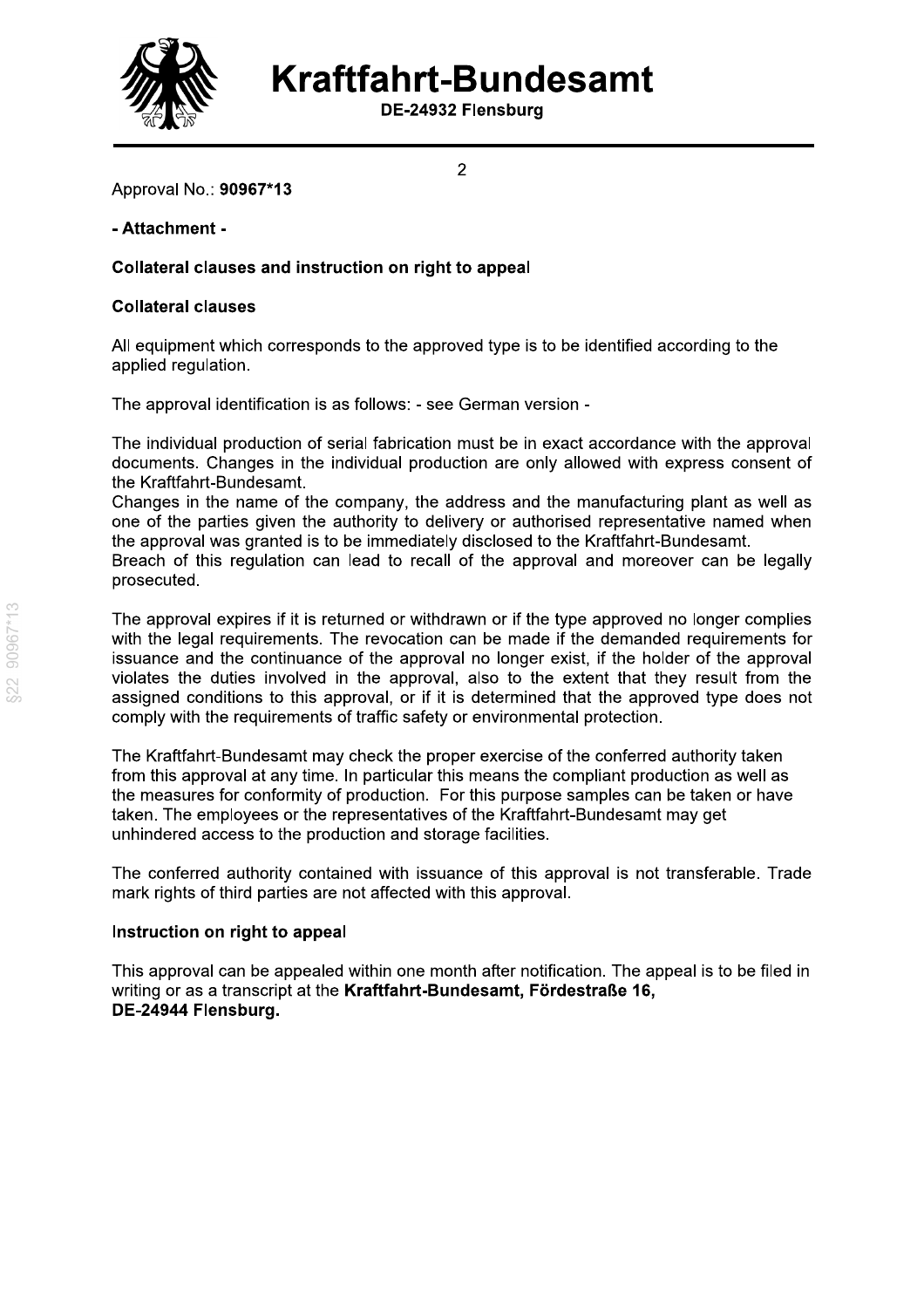Approval No.: **90967*13**

**- Attachment -**

**Collateral clauses and instruction on right to appeal**

**Collateral clauses**

All equipment which corresponds to the approved type is to be identified according to the applied regulation.

The approval identification is as follows: - see German version -

The individual production of serial fabrication must be in exact accordance with the approval documents. Changes in the individual production are only allowed with express consent of the Kraftfahrt-Bundesamt.
Changes in the name of the company, the address and the manufacturing plant as well as one of the parties given the authority to delivery or authorised representative named when the approval was granted is to be immediately disclosed to the Kraftfahrt-Bundesamt.
Breach of this regulation can lead to recall of the approval and moreover can be legally prosecuted.

The approval expires if it is returned or withdrawn or if the type approved no longer complies with the legal requirements. The revocation can be made if the demanded requirements for issuance and the continuance of the approval no longer exist, if the holder of the approval violates the duties involved in the approval, also to the extent that they result from the assigned conditions to this approval, or if it is determined that the approved type does not comply with the requirements of traffic safety or environmental protection.

The Kraftfahrt-Bundesamt may check the proper exercise of the conferred authority taken from this approval at any time. In particular this means the compliant production as well as the measures for conformity of production. For this purpose samples can be taken or have taken. The employees or the representatives of the Kraftfahrt-Bundesamt may get unhindered access to the production and storage facilities.

The conferred authority contained with issuance of this approval is not transferable. Trade mark rights of third parties are not affected with this approval.

**Instruction on right to appeal**

This approval can be appealed within one month after notification. The appeal is to be filed in writing or as a transcript at the **Kraftfahrt-Bundesamt, Fördestraße 16, DE-24944 Flensburg.**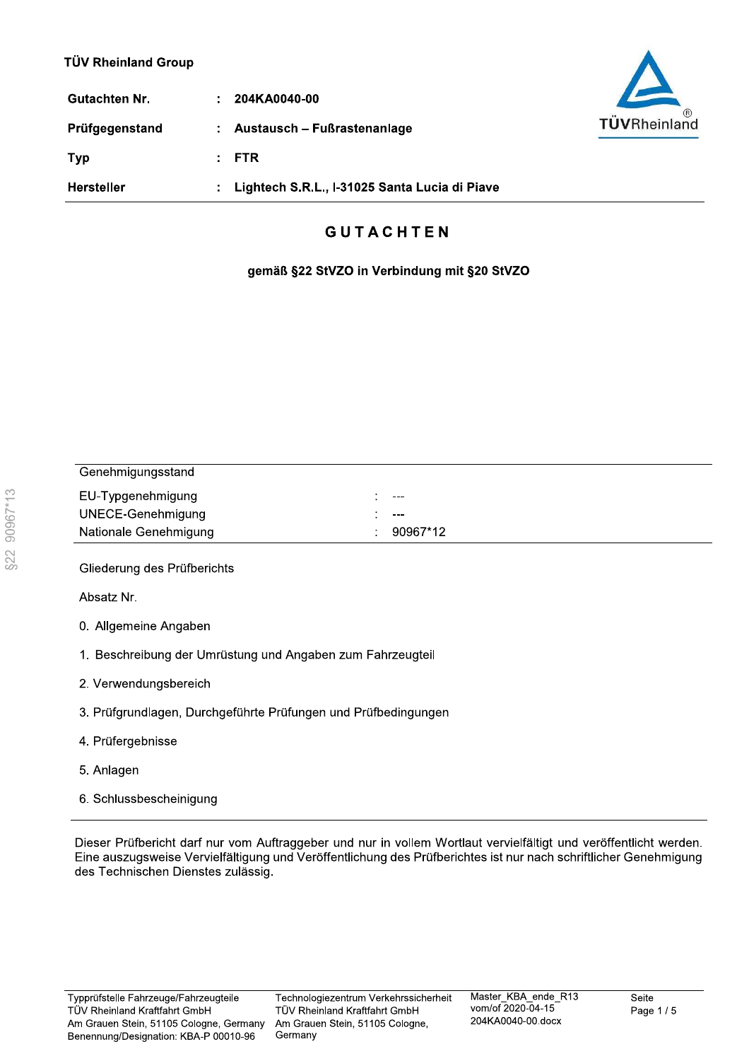TÜV Rheinland Group

| | | |
|---|---|---|
| **Gutachten Nr.** | : | **204KA0040-00** |
| **Prüfgegenstand** | : | **Austausch – Fußrastenanlage** |
| **Typ** | : | **FTR** |
| **Hersteller** | : | **Lightech S.R.L., I-31025 Santa Lucia di Piave** |

# G U T A C H T E N

**gemäß §22 StVZO in Verbindung mit §20 StVZO**

| Genehmigungsstand | | |
|---|---|---|
| EU-Typgenehmigung | : | --- |
| UNECE-Genehmigung | : | --- |
| Nationale Genehmigung | : | 90967*12 |

Gliederung des Prüfberichts

Absatz Nr.

0. Allgemeine Angaben

1. Beschreibung der Umrüstung und Angaben zum Fahrzeugteil

2. Verwendungsbereich

3. Prüfgrundlagen, Durchgeführte Prüfungen und Prüfbedingungen

4. Prüfergebnisse

5. Anlagen

6. Schlussbescheinigung

Dieser Prüfbericht darf nur vom Auftraggeber und nur in vollem Wortlaut vervielfältigt und veröffentlicht werden. Eine auszugsweise Vervielfältigung und Veröffentlichung des Prüfberichtes ist nur nach schriftlicher Genehmigung des Technischen Dienstes zulässig.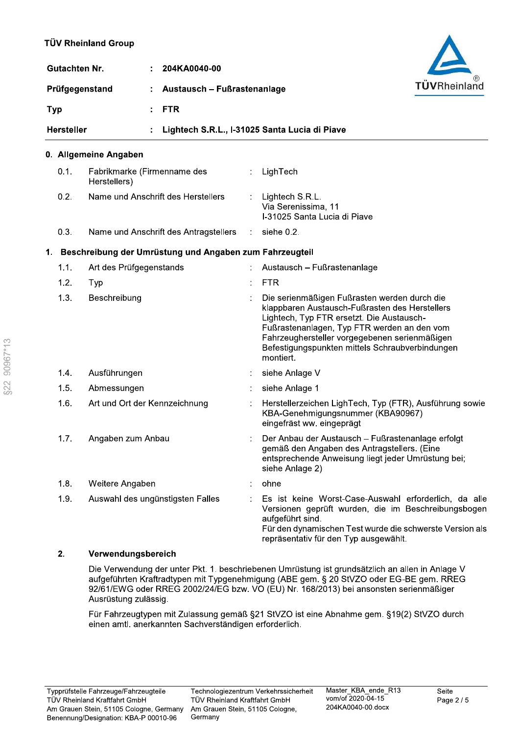TÜV Rheinland Group

| | | |
|---|---|---|
| **Gutachten Nr.** | : | **204KA0040-00** |
| **Prüfgegenstand** | : | **Austausch – Fußrastenanlage** |
| **Typ** | : | **FTR** |
| **Hersteller** | : | **Lightech S.R.L., I-31025 Santa Lucia di Piave** |

## 0. Allgemeine Angaben

| | | | |
|---|---|---|---|
| 0.1. | Fabrikmarke (Firmenname des Herstellers) | : | LighTech |
| 0.2. | Name und Anschrift des Herstellers | : | Lightech S.R.L.<br>Via Serenissima, 11<br>I-31025 Santa Lucia di Piave |
| 0.3. | Name und Anschrift des Antragstellers | : | siehe 0.2. |

## 1. Beschreibung der Umrüstung und Angaben zum Fahrzeugteil

| | | | |
|---|---|---|---|
| 1.1. | Art des Prüfgegenstands | : | Austausch – Fußrastenanlage |
| 1.2. | Typ | : | FTR |
| 1.3. | Beschreibung | : | Die serienmäßigen Fußrasten werden durch die klappbaren Austausch-Fußrasten des Herstellers Lightech, Typ FTR ersetzt. Die Austausch-Fußrastenanlagen, Typ FTR werden an den vom Fahrzeughersteller vorgegebenen serienmäßigen Befestigungspunkten mittels Schraubverbindungen montiert. |
| 1.4. | Ausführungen | : | siehe Anlage V |
| 1.5. | Abmessungen | : | siehe Anlage 1 |
| 1.6. | Art und Ort der Kennzeichnung | : | Herstellerzeichen LighTech, Typ (FTR), Ausführung sowie KBA-Genehmigungsnummer (KBA90967) eingefräst ww. eingeprägt |
| 1.7. | Angaben zum Anbau | : | Der Anbau der Austausch – Fußrastenanlage erfolgt gemäß den Angaben des Antragstellers. (Eine entsprechende Anweisung liegt jeder Umrüstung bei; siehe Anlage 2) |
| 1.8. | Weitere Angaben | : | ohne |
| 1.9. | Auswahl des ungünstigsten Falles | : | Es ist keine Worst-Case-Auswahl erforderlich, da alle Versionen geprüft wurden, die im Beschreibungsbogen aufgeführt sind.<br>Für den dynamischen Test wurde die schwerste Version als repräsentativ für den Typ ausgewählt. |

## 2. Verwendungsbereich

Die Verwendung der unter Pkt. 1. beschriebenen Umrüstung ist grundsätzlich an allen in Anlage V aufgeführten Kraftradtypen mit Typgenehmigung (ABE gem. § 20 StVZO oder EG-BE gem. RREG 92/61/EWG oder RREG 2002/24/EG bzw. VO (EU) Nr. 168/2013) bei ansonsten serienmäßiger Ausrüstung zulässig.

Für Fahrzeugtypen mit Zulassung gemäß §21 StVZO ist eine Abnahme gem. §19(2) StVZO durch einen amtl. anerkannten Sachverständigen erforderlich.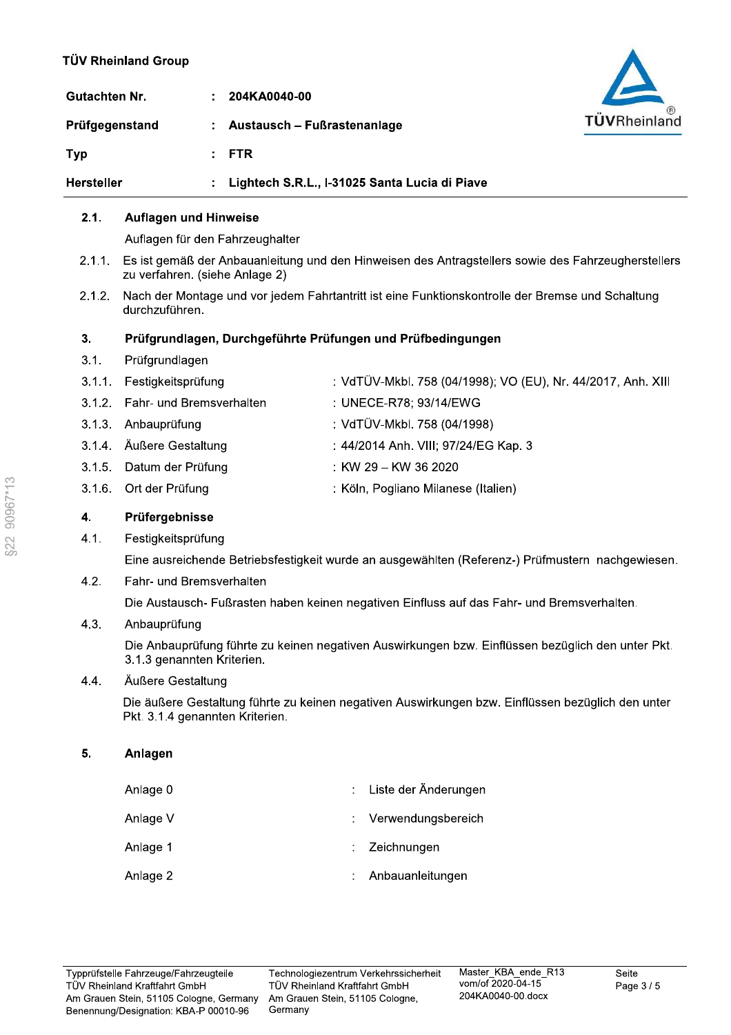| | | |
|---|---|---|
| **Gutachten Nr.** | : | **204KA0040-00** |
| **Prüfgegenstand** | : | **Austausch – Fußrastenanlage** |
| **Typ** | : | **FTR** |
| **Hersteller** | : | **Lightech S.R.L., I-31025 Santa Lucia di Piave** |

## 2.1. Auflagen und Hinweise

Auflagen für den Fahrzeughalter

2.1.1. Es ist gemäß der Anbauanleitung und den Hinweisen des Antragstellers sowie des Fahrzeugherstellers zu verfahren. (siehe Anlage 2)

2.1.2. Nach der Montage und vor jedem Fahrtantritt ist eine Funktionskontrolle der Bremse und Schaltung durchzuführen.

## 3. Prüfgrundlagen, Durchgeführte Prüfungen und Prüfbedingungen

3.1. Prüfgrundlagen

| | | |
|---|---|---|
| 3.1.1. | Festigkeitsprüfung | : VdTÜV-Mkbl. 758 (04/1998); VO (EU), Nr. 44/2017, Anh. XIII |
| 3.1.2. | Fahr- und Bremsverhalten | : UNECE-R78; 93/14/EWG |
| 3.1.3. | Anbauprüfung | : VdTÜV-Mkbl. 758 (04/1998) |
| 3.1.4. | Äußere Gestaltung | : 44/2014 Anh. VIII; 97/24/EG Kap. 3 |
| 3.1.5. | Datum der Prüfung | : KW 29 – KW 36 2020 |
| 3.1.6. | Ort der Prüfung | : Köln, Pogliano Milanese (Italien) |

## 4. Prüfergebnisse

4.1. Festigkeitsprüfung

Eine ausreichende Betriebsfestigkeit wurde an ausgewählten (Referenz-) Prüfmustern nachgewiesen.

4.2. Fahr- und Bremsverhalten

Die Austausch- Fußrasten haben keinen negativen Einfluss auf das Fahr- und Bremsverhalten.

4.3. Anbauprüfung

Die Anbauprüfung führte zu keinen negativen Auswirkungen bzw. Einflüssen bezüglich den unter Pkt. 3.1.3 genannten Kriterien.

4.4. Äußere Gestaltung

Die äußere Gestaltung führte zu keinen negativen Auswirkungen bzw. Einflüssen bezüglich den unter Pkt. 3.1.4 genannten Kriterien.

## 5. Anlagen

| | | |
|---|---|---|
| Anlage 0 | : | Liste der Änderungen |
| Anlage V | : | Verwendungsbereich |
| Anlage 1 | : | Zeichnungen |
| Anlage 2 | : | Anbauanleitungen |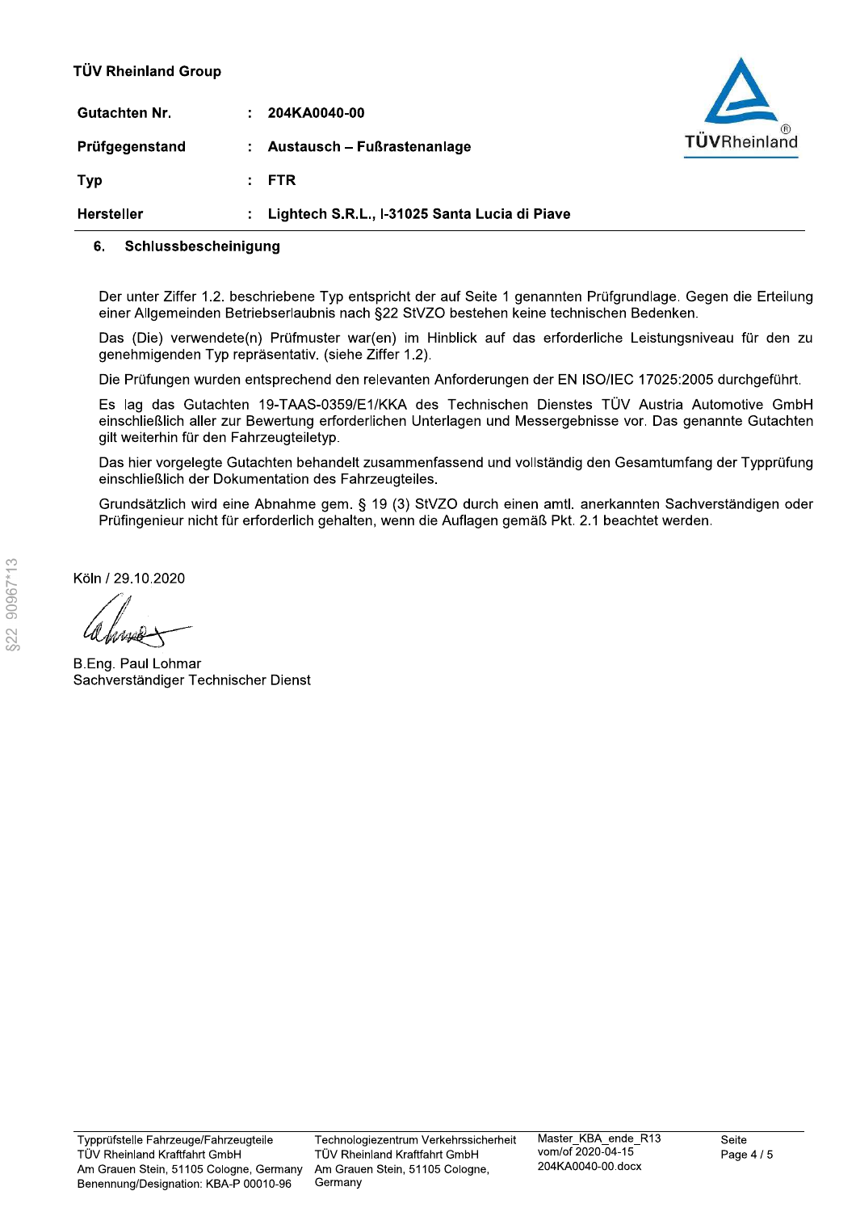| | | |
|---|---|---|
| **Gutachten Nr.** | : | **204KA0040-00** |
| **Prüfgegenstand** | : | **Austausch – Fußrastenanlage** |
| **Typ** | : | **FTR** |
| **Hersteller** | : | **Lightech S.R.L., I-31025 Santa Lucia di Piave** |

## 6. Schlussbescheinigung

Der unter Ziffer 1.2. beschriebene Typ entspricht der auf Seite 1 genannten Prüfgrundlage. Gegen die Erteilung einer Allgemeinden Betriebserlaubnis nach §22 StVZO bestehen keine technischen Bedenken.

Das (Die) verwendete(n) Prüfmuster war(en) im Hinblick auf das erforderliche Leistungsniveau für den zu genehmigenden Typ repräsentativ. (siehe Ziffer 1.2).

Die Prüfungen wurden entsprechend den relevanten Anforderungen der EN ISO/IEC 17025:2005 durchgeführt.

Es lag das Gutachten 19-TAAS-0359/E1/KKA des Technischen Dienstes TÜV Austria Automotive GmbH einschließlich aller zur Bewertung erforderlichen Unterlagen und Messergebnisse vor. Das genannte Gutachten gilt weiterhin für den Fahrzeugteiletyp.

Das hier vorgelegte Gutachten behandelt zusammenfassend und vollständig den Gesamtumfang der Typprüfung einschließlich der Dokumentation des Fahrzeugteiles.

Grundsätzlich wird eine Abnahme gem. § 19 (3) StVZO durch einen amtl. anerkannten Sachverständigen oder Prüfingenieur nicht für erforderlich gehalten, wenn die Auflagen gemäß Pkt. 2.1 beachtet werden.

Köln / 29.10.2020

B.Eng. Paul Lohmar
Sachverständiger Technischer Dienst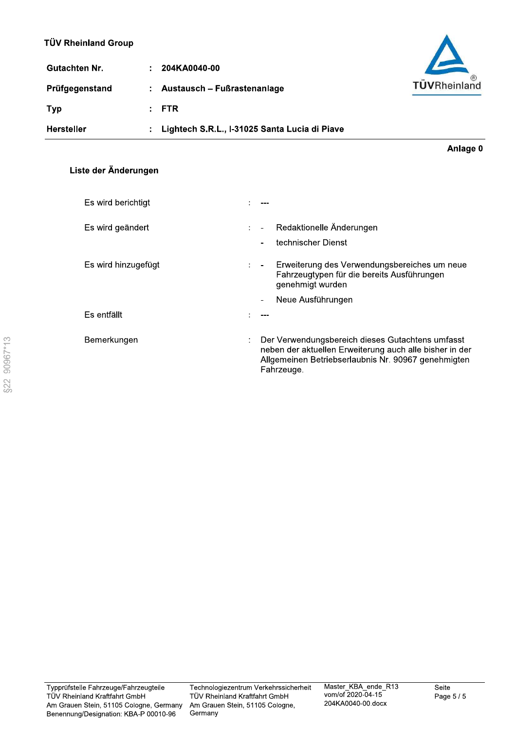TÜV Rheinland Group

| | | |
|---|---|---|
| **Gutachten Nr.** | : | **204KA0040-00** |
| **Prüfgegenstand** | : | **Austausch – Fußrastenanlage** |
| **Typ** | : | **FTR** |
| **Hersteller** | : | **Lightech S.R.L., I-31025 Santa Lucia di Piave** |

**Anlage 0**

## Liste der Änderungen

| | | |
|---|---|---|
| Es wird berichtigt | : | --- |
| Es wird geändert | : | - Redaktionelle Änderungen<br>- technischer Dienst |
| Es wird hinzugefügt | : | - Erweiterung des Verwendungsbereiches um neue Fahrzeugtypen für die bereits Ausführungen genehmigt wurden<br>- Neue Ausführungen |
| Es entfällt | : | --- |
| Bemerkungen | : | Der Verwendungsbereich dieses Gutachtens umfasst neben der aktuellen Erweiterung auch alle bisher in der Allgemeinen Betriebserlaubnis Nr. 90967 genehmigten Fahrzeuge. |

§22 90967*13

Typprüfstelle Fahrzeuge/Fahrzeugteile
TÜV Rheinland Kraftfahrt GmbH
Am Grauen Stein, 51105 Cologne, Germany
Benennung/Designation: KBA-P 00010-96

Technologiezentrum Verkehrssicherheit
TÜV Rheinland Kraftfahrt GmbH
Am Grauen Stein, 51105 Cologne, Germany

Master_KBA_ende_R13
vom/of 2020-04-15
204KA0040-00.docx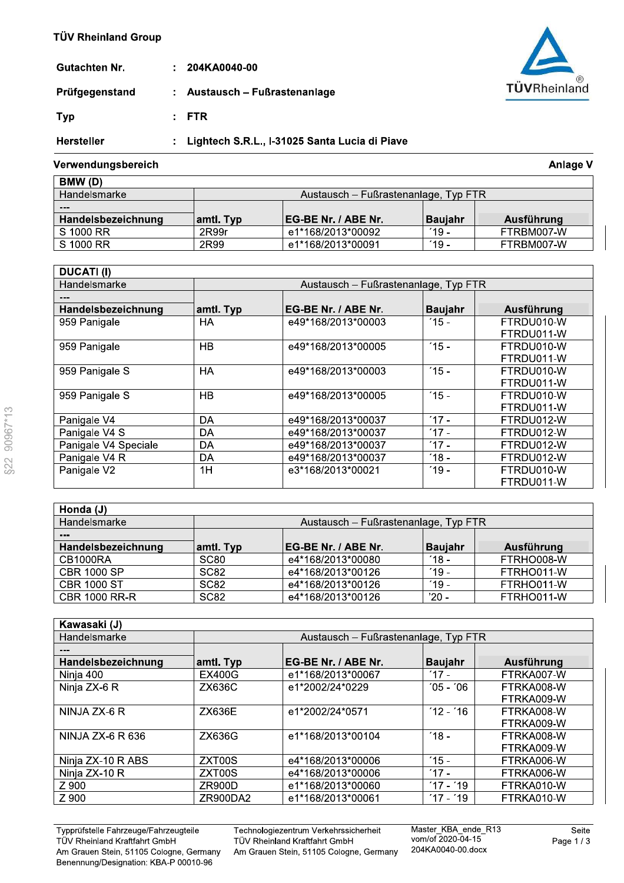TÜV Rheinland Group

| | | |
|---|---|---|
| **Gutachten Nr.** | : | **204KA0040-00** |
| **Prüfgegenstand** | : | **Austausch – Fußrastenanlage** |
| **Typ** | : | **FTR** |
| **Hersteller** | : | **Lightech S.R.L., I-31025 Santa Lucia di Piave** |

**Verwendungsbereich** **Anlage V**

| **BMW (D)** | | | | |
|---|---|---|---|---|
| Handelsmarke | Austausch – Fußrastenanlage, Typ FTR | | | |
| --- | | | | |
| **Handelsbezeichnung** | **amtl. Typ** | **EG-BE Nr. / ABE Nr.** | **Baujahr** | **Ausführung** |
| S 1000 RR | 2R99r | e1*168/2013*00092 | ´19 - | FTRBM007-W |
| S 1000 RR | 2R99 | e1*168/2013*00091 | ´19 - | FTRBM007-W |

| **DUCATI (I)** | | | | |
|---|---|---|---|---|
| Handelsmarke | Austausch – Fußrastenanlage, Typ FTR | | | |
| --- | | | | |
| **Handelsbezeichnung** | **amtl. Typ** | **EG-BE Nr. / ABE Nr.** | **Baujahr** | **Ausführung** |
| 959 Panigale | HA | e49*168/2013*00003 | ´15 - | FTRDU010-W<br>FTRDU011-W |
| 959 Panigale | HB | e49*168/2013*00005 | ´15 - | FTRDU010-W<br>FTRDU011-W |
| 959 Panigale S | HA | e49*168/2013*00003 | ´15 - | FTRDU010-W<br>FTRDU011-W |
| 959 Panigale S | HB | e49*168/2013*00005 | ´15 - | FTRDU010-W<br>FTRDU011-W |
| Panigale V4 | DA | e49*168/2013*00037 | ´17 - | FTRDU012-W |
| Panigale V4 S | DA | e49*168/2013*00037 | ´17 - | FTRDU012-W |
| Panigale V4 Speciale | DA | e49*168/2013*00037 | ´17 - | FTRDU012-W |
| Panigale V4 R | DA | e49*168/2013*00037 | ´18 - | FTRDU012-W |
| Panigale V2 | 1H | e3*168/2013*00021 | ´19 - | FTRDU010-W<br>FTRDU011-W |

| **Honda (J)** | | | | |
|---|---|---|---|---|
| Handelsmarke | Austausch – Fußrastenanlage, Typ FTR | | | |
| --- | | | | |
| **Handelsbezeichnung** | **amtl. Typ** | **EG-BE Nr. / ABE Nr.** | **Baujahr** | **Ausführung** |
| CB1000RA | SC80 | e4*168/2013*00080 | ´18 - | FTRHO008-W |
| CBR 1000 SP | SC82 | e4*168/2013*00126 | ´19 - | FTRHO011-W |
| CBR 1000 ST | SC82 | e4*168/2013*00126 | ´19 - | FTRHO011-W |
| CBR 1000 RR-R | SC82 | e4*168/2013*00126 | ’20 - | FTRHO011-W |

| **Kawasaki (J)** | | | | |
|---|---|---|---|---|
| Handelsmarke | Austausch – Fußrastenanlage, Typ FTR | | | |
| --- | | | | |
| **Handelsbezeichnung** | **amtl. Typ** | **EG-BE Nr. / ABE Nr.** | **Baujahr** | **Ausführung** |
| Ninja 400 | EX400G | e1*168/2013*00067 | ´17 - | FTRKA007-W |
| Ninja ZX-6 R | ZX636C | e1*2002/24*0229 | ´05 - ´06 | FTRKA008-W<br>FTRKA009-W |
| NINJA ZX-6 R | ZX636E | e1*2002/24*0571 | ´12 - ´16 | FTRKA008-W<br>FTRKA009-W |
| NINJA ZX-6 R 636 | ZX636G | e1*168/2013*00104 | ´18 - | FTRKA008-W<br>FTRKA009-W |
| Ninja ZX-10 R ABS | ZXT00S | e4*168/2013*00006 | ´15 - | FTRKA006-W |
| Ninja ZX-10 R | ZXT00S | e4*168/2013*00006 | ´17 - | FTRKA006-W |
| Z 900 | ZR900D | e1*168/2013*00060 | ´17 - ´19 | FTRKA010-W |
| Z 900 | ZR900DA2 | e1*168/2013*00061 | ´17 - ´19 | FTRKA010-W |

Typprüfstelle Fahrzeuge/Fahrzeugteile
TÜV Rheinland Kraftfahrt GmbH
Am Grauen Stein, 51105 Cologne, Germany
Benennung/Designation: KBA-P 00010-96

Technologiezentrum Verkehrssicherheit
TÜV Rheinland Kraftfahrt GmbH
Am Grauen Stein, 51105 Cologne, Germany

Master_KBA_ende_R13
vom/of 2020-04-15
204KA0040-00.docx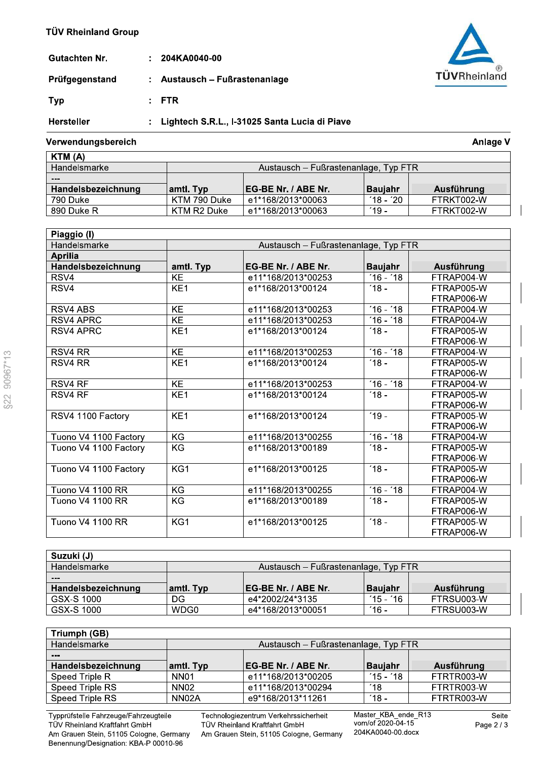TÜV Rheinland Group

| | | |
|---|---|---|
| **Gutachten Nr.** | : | **204KA0040-00** |
| **Prüfgegenstand** | : | **Austausch – Fußrastenanlage** |
| **Typ** | : | **FTR** |
| **Hersteller** | : | **Lightech S.R.L., I-31025 Santa Lucia di Piave** |

**Verwendungsbereich** **Anlage V**

| **KTM (A)** | | | | |
|---|---|---|---|---|
| Handelsmarke | Austausch – Fußrastenanlage, Typ FTR | | | |
| --- | | | | |
| **Handelsbezeichnung** | **amtl. Typ** | **EG-BE Nr. / ABE Nr.** | **Baujahr** | **Ausführung** |
| 790 Duke | KTM 790 Duke | e1*168/2013*00063 | ´18 - ´20 | FTRKT002-W |
| 890 Duke R | KTM R2 Duke | e1*168/2013*00063 | ´19 - | FTRKT002-W |

| **Piaggio (I)** | | | | |
|---|---|---|---|---|
| Handelsmarke | Austausch – Fußrastenanlage, Typ FTR | | | |
| **Aprilia** | | | | |
| **Handelsbezeichnung** | **amtl. Typ** | **EG-BE Nr. / ABE Nr.** | **Baujahr** | **Ausführung** |
| RSV4 | KE | e11*168/2013*00253 | ´16 - ´18 | FTRAP004-W |
| RSV4 | KE1 | e1*168/2013*00124 | ´18 - | FTRAP005-W<br>FTRAP006-W |
| RSV4 ABS | KE | e11*168/2013*00253 | ´16 - ´18 | FTRAP004-W |
| RSV4 APRC | KE | e11*168/2013*00253 | ´16 - ´18 | FTRAP004-W |
| RSV4 APRC | KE1 | e1*168/2013*00124 | ´18 - | FTRAP005-W<br>FTRAP006-W |
| RSV4 RR | KE | e11*168/2013*00253 | ´16 - ´18 | FTRAP004-W |
| RSV4 RR | KE1 | e1*168/2013*00124 | ´18 - | FTRAP005-W<br>FTRAP006-W |
| RSV4 RF | KE | e11*168/2013*00253 | ´16 - ´18 | FTRAP004-W |
| RSV4 RF | KE1 | e1*168/2013*00124 | ´18 - | FTRAP005-W<br>FTRAP006-W |
| RSV4 1100 Factory | KE1 | e1*168/2013*00124 | ´19 - | FTRAP005-W<br>FTRAP006-W |
| Tuono V4 1100 Factory | KG | e11*168/2013*00255 | ´16 - ´18 | FTRAP004-W |
| Tuono V4 1100 Factory | KG | e1*168/2013*00189 | ´18 - | FTRAP005-W<br>FTRAP006-W |
| Tuono V4 1100 Factory | KG1 | e1*168/2013*00125 | ´18 - | FTRAP005-W<br>FTRAP006-W |
| Tuono V4 1100 RR | KG | e11*168/2013*00255 | ´16 - ´18 | FTRAP004-W |
| Tuono V4 1100 RR | KG | e1*168/2013*00189 | ´18 - | FTRAP005-W<br>FTRAP006-W |
| Tuono V4 1100 RR | KG1 | e1*168/2013*00125 | ´18 - | FTRAP005-W<br>FTRAP006-W |

| **Suzuki (J)** | | | | |
|---|---|---|---|---|
| Handelsmarke | Austausch – Fußrastenanlage, Typ FTR | | | |
| --- | | | | |
| **Handelsbezeichnung** | **amtl. Typ** | **EG-BE Nr. / ABE Nr.** | **Baujahr** | **Ausführung** |
| GSX-S 1000 | DG | e4*2002/24*3135 | ´15 - ´16 | FTRSU003-W |
| GSX-S 1000 | WDG0 | e4*168/2013*00051 | ´16 - | FTRSU003-W |

| **Triumph (GB)** | | | | |
|---|---|---|---|---|
| Handelsmarke | Austausch – Fußrastenanlage, Typ FTR | | | |
| --- | | | | |
| **Handelsbezeichnung** | **amtl. Typ** | **EG-BE Nr. / ABE Nr.** | **Baujahr** | **Ausführung** |
| Speed Triple R | NN01 | e11*168/2013*00205 | ´15 - ´18 | FTRTR003-W |
| Speed Triple RS | NN02 | e11*168/2013*00294 | ´18 | FTRTR003-W |
| Speed Triple RS | NN02A | e9*168/2013*11261 | ´18 - | FTRTR003-W |

Typprüfstelle Fahrzeuge/Fahrzeugteile
TÜV Rheinland Kraftfahrt GmbH
Am Grauen Stein, 51105 Cologne, Germany
Benennung/Designation: KBA-P 00010-96

Technologiezentrum Verkehrssicherheit
TÜV Rheinland Kraftfahrt GmbH
Am Grauen Stein, 51105 Cologne, Germany

Master_KBA_ende_R13
vom/of 2020-04-15
204KA0040-00.docx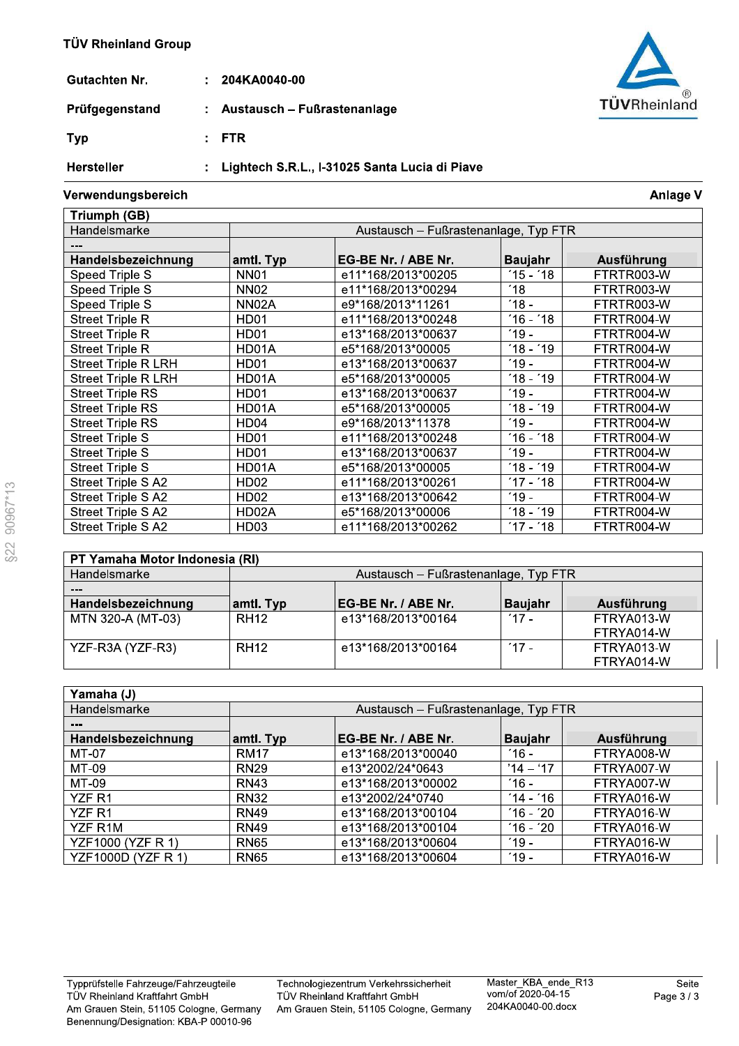TÜV Rheinland Group

| | | |
|---|---|---|
| **Gutachten Nr.** | : | **204KA0040-00** |
| **Prüfgegenstand** | : | **Austausch – Fußrastenanlage** |
| **Typ** | : | **FTR** |
| **Hersteller** | : | **Lightech S.R.L., I-31025 Santa Lucia di Piave** |

**Verwendungsbereich** **Anlage V**

| **Triumph (GB)** | | | | |
|---|---|---|---|---|
| Handelsmarke | Austausch – Fußrastenanlage, Typ FTR | | | |
| --- | | | | |
| **Handelsbezeichnung** | **amtl. Typ** | **EG-BE Nr. / ABE Nr.** | **Baujahr** | **Ausführung** |
| Speed Triple S | NN01 | e11*168/2013*00205 | ´15 - ´18 | FTRTR003-W |
| Speed Triple S | NN02 | e11*168/2013*00294 | ´18 | FTRTR003-W |
| Speed Triple S | NN02A | e9*168/2013*11261 | ´18 - | FTRTR003-W |
| Street Triple R | HD01 | e11*168/2013*00248 | ´16 - ´18 | FTRTR004-W |
| Street Triple R | HD01 | e13*168/2013*00637 | ´19 - | FTRTR004-W |
| Street Triple R | HD01A | e5*168/2013*00005 | ´18 - ´19 | FTRTR004-W |
| Street Triple R LRH | HD01 | e13*168/2013*00637 | ´19 - | FTRTR004-W |
| Street Triple R LRH | HD01A | e5*168/2013*00005 | ´18 - ´19 | FTRTR004-W |
| Street Triple RS | HD01 | e13*168/2013*00637 | ´19 - | FTRTR004-W |
| Street Triple RS | HD01A | e5*168/2013*00005 | ´18 - ´19 | FTRTR004-W |
| Street Triple RS | HD04 | e9*168/2013*11378 | ´19 - | FTRTR004-W |
| Street Triple S | HD01 | e11*168/2013*00248 | ´16 - ´18 | FTRTR004-W |
| Street Triple S | HD01 | e13*168/2013*00637 | ´19 - | FTRTR004-W |
| Street Triple S | HD01A | e5*168/2013*00005 | ´18 - ´19 | FTRTR004-W |
| Street Triple S A2 | HD02 | e11*168/2013*00261 | ´17 - ´18 | FTRTR004-W |
| Street Triple S A2 | HD02 | e13*168/2013*00642 | ´19 - | FTRTR004-W |
| Street Triple S A2 | HD02A | e5*168/2013*00006 | ´18 - ´19 | FTRTR004-W |
| Street Triple S A2 | HD03 | e11*168/2013*00262 | ´17 - ´18 | FTRTR004-W |

| **PT Yamaha Motor Indonesia (RI)** | | | | |
|---|---|---|---|---|
| Handelsmarke | Austausch – Fußrastenanlage, Typ FTR | | | |
| --- | | | | |
| **Handelsbezeichnung** | **amtl. Typ** | **EG-BE Nr. / ABE Nr.** | **Baujahr** | **Ausführung** |
| MTN 320-A (MT-03) | RH12 | e13*168/2013*00164 | ´17 - | FTRYA013-W<br>FTRYA014-W |
| YZF-R3A (YZF-R3) | RH12 | e13*168/2013*00164 | ´17 - | FTRYA013-W<br>FTRYA014-W |

| **Yamaha (J)** | | | | |
|---|---|---|---|---|
| Handelsmarke | Austausch – Fußrastenanlage, Typ FTR | | | |
| --- | | | | |
| **Handelsbezeichnung** | **amtl. Typ** | **EG-BE Nr. / ABE Nr.** | **Baujahr** | **Ausführung** |
| MT-07 | RM17 | e13*168/2013*00040 | ´16 - | FTRYA008-W |
| MT-09 | RN29 | e13*2002/24*0643 | ´14 – ´17 | FTRYA007-W |
| MT-09 | RN43 | e13*168/2013*00002 | ´16 - | FTRYA007-W |
| YZF R1 | RN32 | e13*2002/24*0740 | ´14 - ´16 | FTRYA016-W |
| YZF R1 | RN49 | e13*168/2013*00104 | ´16 - ´20 | FTRYA016-W |
| YZF R1M | RN49 | e13*168/2013*00104 | ´16 - ´20 | FTRYA016-W |
| YZF1000 (YZF R 1) | RN65 | e13*168/2013*00604 | ´19 - | FTRYA016-W |
| YZF1000D (YZF R 1) | RN65 | e13*168/2013*00604 | ´19 - | FTRYA016-W |